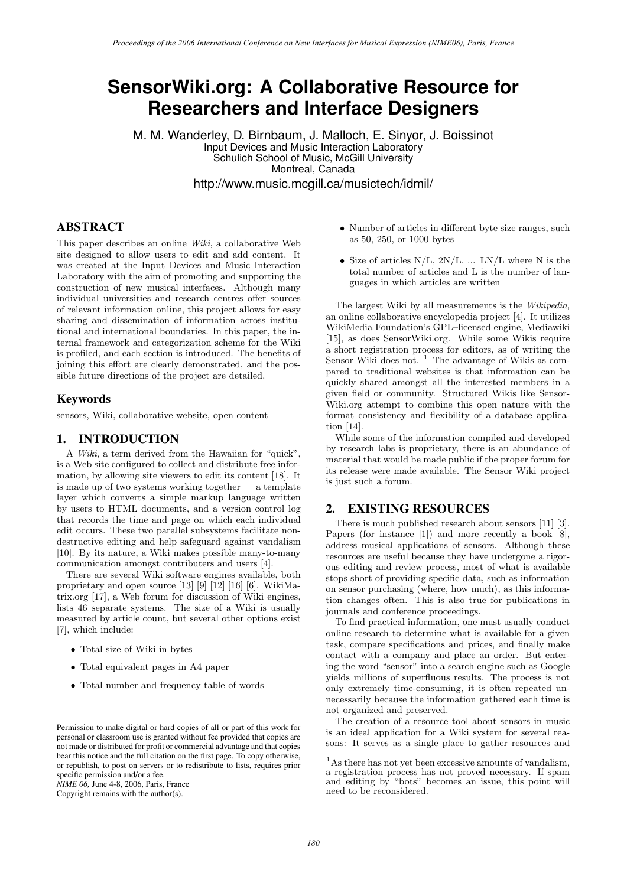# SensorWiki.org: A Collaborative Resource for Researchers and Interface Designers

M. M. Wanderley, D. Birnbaum, J. Malloch, E. Sinyor, J. Boissinot
Input Devices and Music Interaction Laboratory
Schulich School of Music, McGill University
Montreal, Canada
http://www.music.mcgill.ca/musictech/idmil/

## ABSTRACT

This paper describes an online *Wiki*, a collaborative Web site designed to allow users to edit and add content. It was created at the Input Devices and Music Interaction Laboratory with the aim of promoting and supporting the construction of new musical interfaces. Although many individual universities and research centres offer sources of relevant information online, this project allows for easy sharing and dissemination of information across institutional and international boundaries. In this paper, the internal framework and categorization scheme for the Wiki is profiled, and each section is introduced. The benefits of joining this effort are clearly demonstrated, and the possible future directions of the project are detailed.

## Keywords

sensors, Wiki, collaborative website, open content

## 1. INTRODUCTION

A *Wiki*, a term derived from the Hawaiian for "quick", is a Web site configured to collect and distribute free information, by allowing site viewers to edit its content [18]. It is made up of two systems working together — a template layer which converts a simple markup language written by users to HTML documents, and a version control log that records the time and page on which each individual edit occurs. These two parallel subsystems facilitate non-destructive editing and help safeguard against vandalism [10]. By its nature, a Wiki makes possible many-to-many communication amongst contributers and users [4].

There are several Wiki software engines available, both proprietary and open source [13] [9] [12] [16] [6]. WikiMatrix.org [17], a Web forum for discussion of Wiki engines, lists 46 separate systems. The size of a Wiki is usually measured by article count, but several other options exist [7], which include:

- Total size of Wiki in bytes
- Total equivalent pages in A4 paper
- Total number and frequency table of words
- Number of articles in different byte size ranges, such as 50, 250, or 1000 bytes
- Size of articles N/L, 2N/L, ... LN/L where N is the total number of articles and L is the number of languages in which articles are written

The largest Wiki by all measurements is the *Wikipedia*, an online collaborative encyclopedia project [4]. It utilizes WikiMedia Foundation's GPL–licensed engine, Mediawiki [15], as does SensorWiki.org. While some Wikis require a short registration process for editors, as of writing the Sensor Wiki does not. [1] The advantage of Wikis as compared to traditional websites is that information can be quickly shared amongst all the interested members in a given field or community. Structured Wikis like SensorWiki.org attempt to combine this open nature with the format consistency and flexibility of a database application [14].

While some of the information compiled and developed by research labs is proprietary, there is an abundance of material that would be made public if the proper forum for its release were made available. The Sensor Wiki project is just such a forum.

## 2. EXISTING RESOURCES

There is much published research about sensors [11] [3]. Papers (for instance [1]) and more recently a book [8], address musical applications of sensors. Although these resources are useful because they have undergone a rigorous editing and review process, most of what is available stops short of providing specific data, such as information on sensor purchasing (where, how much), as this information changes often. This is also true for publications in journals and conference proceedings.

To find practical information, one must usually conduct online research to determine what is available for a given task, compare specifications and prices, and finally make contact with a company and place an order. But entering the word "sensor" into a search engine such as Google yields millions of superfluous results. The process is not only extremely time-consuming, it is often repeated unnecessarily because the information gathered each time is not organized and preserved.

The creation of a resource tool about sensors in music is an ideal application for a Wiki system for several reasons: It serves as a single place to gather resources and

[1] As there has not yet been excessive amounts of vandalism, a registration process has not proved necessary. If spam and editing by "bots" becomes an issue, this point will need to be reconsidered.

Permission to make digital or hard copies of all or part of this work for personal or classroom use is granted without fee provided that copies are not made or distributed for profit or commercial advantage and that copies bear this notice and the full citation on the first page. To copy otherwise, or republish, to post on servers or to redistribute to lists, requires prior specific permission and/or a fee.
*NIME 06,* June 4-8, 2006, Paris, France
Copyright remains with the author(s).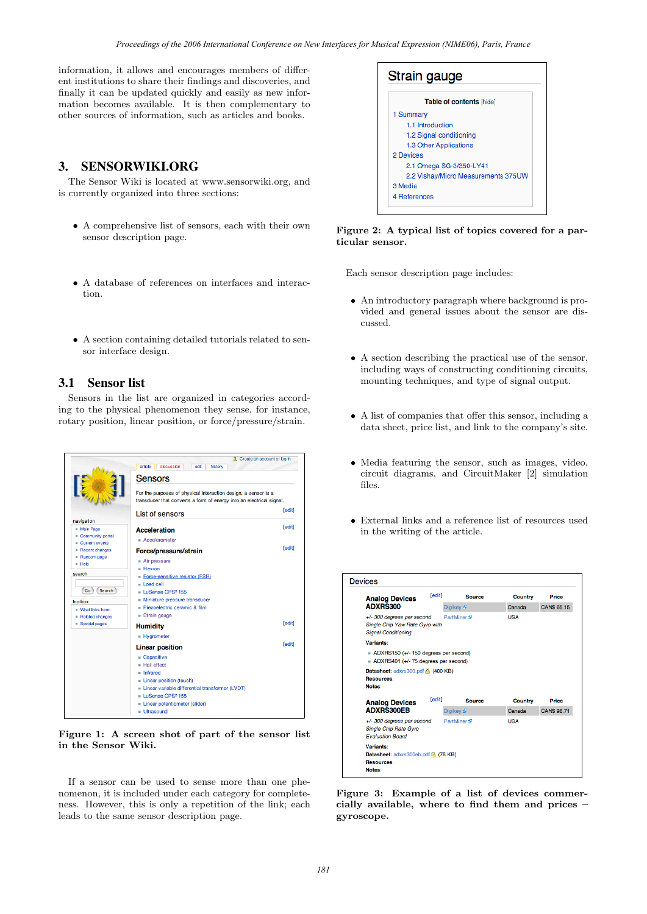information, it allows and encourages members of different institutions to share their findings and discoveries, and finally it can be updated quickly and easily as new information becomes available. It is then complementary to other sources of information, such as articles and books.

# 3. SENSORWIKI.ORG

The Sensor Wiki is located at www.sensorwiki.org, and is currently organized into three sections:

- A comprehensive list of sensors, each with their own sensor description page.
- A database of references on interfaces and interaction.
- A section containing detailed tutorials related to sensor interface design.

## 3.1 Sensor list

Sensors in the list are organized in categories according to the physical phenomenon they sense, for instance, rotary position, linear position, or force/pressure/strain.

**Figure 1: A screen shot of part of the sensor list in the Sensor Wiki.**

If a sensor can be used to sense more than one phenomenon, it is included under each category for completeness. However, this is only a repetition of the link; each leads to the same sensor description page.

**Figure 2: A typical list of topics covered for a particular sensor.**

Each sensor description page includes:

- An introductory paragraph where background is provided and general issues about the sensor are discussed.
- A section describing the practical use of the sensor, including ways of constructing conditioning circuits, mounting techniques, and type of signal output.
- A list of companies that offer this sensor, including a data sheet, price list, and link to the company's site.
- Media featuring the sensor, such as images, video, circuit diagrams, and CircuitMaker [2] simulation files.
- External links and a reference list of resources used in the writing of the article.

**Figure 3: Example of a list of devices commercially available, where to find them and prices – gyroscope.**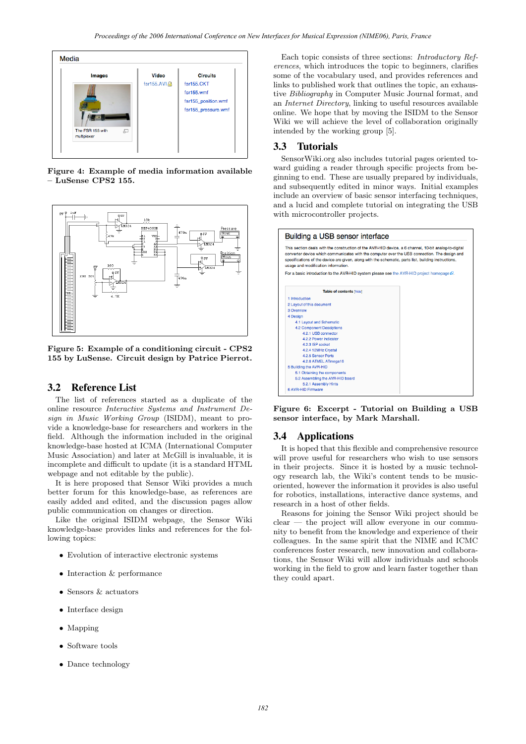Figure 4: Example of media information available – LuSense CPS2 155.

Figure 5: Example of a conditioning circuit - CPS2 155 by LuSense. Circuit design by Patrice Pierrot.

## 3.2 Reference List

The list of references started as a duplicate of the online resource *Interactive Systems and Instrument Design in Music Working Group* (ISIDM), meant to provide a knowledge-base for researchers and workers in the field. Although the information included in the original knowledge-base hosted at ICMA (International Computer Music Association) and later at McGill is invaluable, it is incomplete and difficult to update (it is a standard HTML webpage and not editable by the public).

It is here proposed that Sensor Wiki provides a much better forum for this knowledge-base, as references are easily added and edited, and the discussion pages allow public communication on changes or direction.

Like the original ISIDM webpage, the Sensor Wiki knowledge-base provides links and references for the following topics:

- Evolution of interactive electronic systems
- Interaction & performance
- Sensors & actuators
- Interface design
- Mapping
- Software tools
- Dance technology

Each topic consists of three sections: *Introductory References*, which introduces the topic to beginners, clarifies some of the vocabulary used, and provides references and links to published work that outlines the topic, an exhaustive *Bibliography* in Computer Music Journal format, and an *Internet Directory*, linking to useful resources available online. We hope that by moving the ISIDM to the Sensor Wiki we will achieve the level of collaboration originally intended by the working group [5].

## 3.3 Tutorials

SensorWiki.org also includes tutorial pages oriented toward guiding a reader through specific projects from beginning to end. These are usually prepared by individuals, and subsequently edited in minor ways. Initial examples include an overview of basic sensor interfacing techniques, and a lucid and complete tutorial on integrating the USB with microcontroller projects.

Figure 6: Excerpt - Tutorial on Building a USB sensor interface, by Mark Marshall.

## 3.4 Applications

It is hoped that this flexible and comprehensive resource will prove useful for researchers who wish to use sensors in their projects. Since it is hosted by a music technology research lab, the Wiki's content tends to be music-oriented, however the information it provides is also useful for robotics, installations, interactive dance systems, and research in a host of other fields.

Reasons for joining the Sensor Wiki project should be clear — the project will allow everyone in our community to benefit from the knowledge and experience of their colleagues. In the same spirit that the NIME and ICMC conferences foster research, new innovation and collaborations, the Sensor Wiki will allow individuals and schools working in the field to grow and learn faster together than they could apart.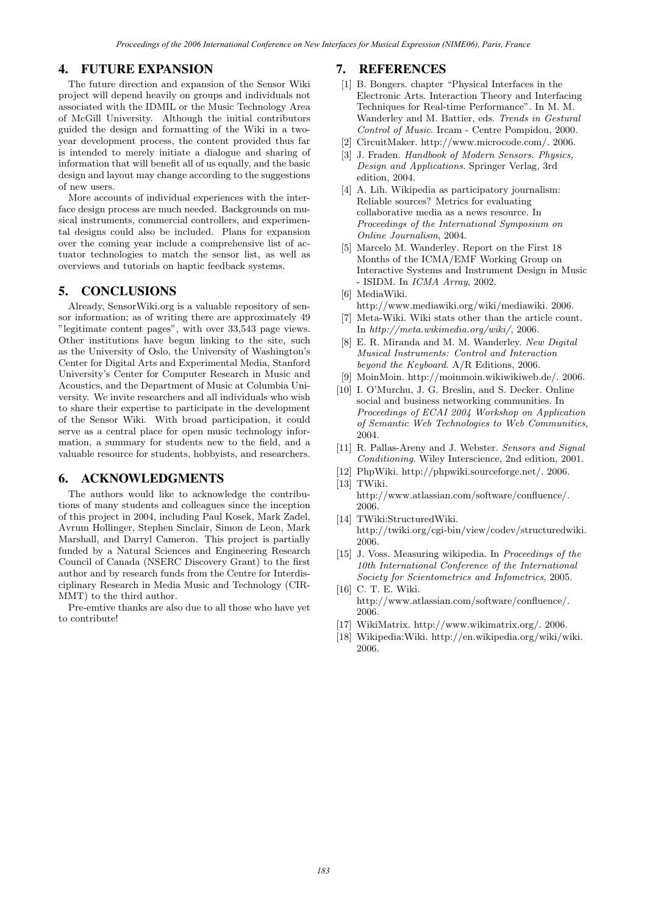## 4. FUTURE EXPANSION

The future direction and expansion of the Sensor Wiki project will depend heavily on groups and individuals not associated with the IDMIL or the Music Technology Area of McGill University. Although the initial contributors guided the design and formatting of the Wiki in a two-year development process, the content provided thus far is intended to merely initiate a dialogue and sharing of information that will benefit all of us equally, and the basic design and layout may change according to the suggestions of new users.

More accounts of individual experiences with the interface design process are much needed. Backgrounds on musical instruments, commercial controllers, and experimental designs could also be included. Plans for expansion over the coming year include a comprehensive list of actuator technologies to match the sensor list, as well as overviews and tutorials on haptic feedback systems.

## 5. CONCLUSIONS

Already, SensorWiki.org is a valuable repository of sensor information; as of writing there are approximately 49 "legitimate content pages", with over 33,543 page views. Other institutions have begun linking to the site, such as the University of Oslo, the University of Washington's Center for Digital Arts and Experimental Media, Stanford University's Center for Computer Research in Music and Acoustics, and the Department of Music at Columbia University. We invite researchers and all individuals who wish to share their expertise to participate in the development of the Sensor Wiki. With broad participation, it could serve as a central place for open music technology information, a summary for students new to the field, and a valuable resource for students, hobbyists, and researchers.

## 6. ACKNOWLEDGMENTS

The authors would like to acknowledge the contributions of many students and colleagues since the inception of this project in 2004, including Paul Kosek, Mark Zadel, Avrum Hollinger, Stephen Sinclair, Simon de Leon, Mark Marshall, and Darryl Cameron. This project is partially funded by a Natural Sciences and Engineering Research Council of Canada (NSERC Discovery Grant) to the first author and by research funds from the Centre for Interdisciplinary Research in Media Music and Technology (CIRMMT) to the third author.

Pre-emtive thanks are also due to all those who have yet to contribute!

## 7. REFERENCES

[1] B. Bongers. chapter "Physical Interfaces in the Electronic Arts. Interaction Theory and Interfacing Techniques for Real-time Performance". In M. M. Wanderley and M. Battier, eds. *Trends in Gestural Control of Music*. Ircam - Centre Pompidou, 2000.

[2] CircuitMaker. http://www.microcode.com/. 2006.

[3] J. Fraden. *Handbook of Modern Sensors. Physics, Design and Applications*. Springer Verlag, 3rd edition, 2004.

[4] A. Lih. Wikipedia as participatory journalism: Reliable sources? Metrics for evaluating collaborative media as a news resource. In *Proceedings of the International Symposium on Online Journalism*, 2004.

[5] Marcelo M. Wanderley. Report on the First 18 Months of the ICMA/EMF Working Group on Interactive Systems and Instrument Design in Music - ISIDM. In *ICMA Array*, 2002.

[6] MediaWiki. http://www.mediawiki.org/wiki/mediawiki. 2006.

[7] Meta-Wiki. Wiki stats other than the article count. In *http://meta.wikimedia.org/wiki/*, 2006.

[8] E. R. Miranda and M. M. Wanderley. *New Digital Musical Instruments: Control and Interaction beyond the Keyboard*. A/R Editions, 2006.

[9] MoinMoin. http://moinmoin.wikiwikiweb.de/. 2006.

[10] I. O'Murchu, J. G. Breslin, and S. Decker. Online social and business networking communities. In *Proceedings of ECAI 2004 Workshop on Application of Semantic Web Technologies to Web Communities*, 2004.

[11] R. Pallas-Areny and J. Webster. *Sensors and Signal Conditioning*. Wiley Interscience, 2nd edition, 2001.

[12] PhpWiki. http://phpwiki.sourceforge.net/. 2006.

[13] TWiki. http://www.atlassian.com/software/confluence/. 2006.

[14] TWiki:StructuredWiki. http://twiki.org/cgi-bin/view/codev/structuredwiki. 2006.

[15] J. Voss. Measuring wikipedia. In *Proceedings of the 10th International Conference of the International Society for Scientometrics and Infometrics*, 2005.

[16] C. T. E. Wiki. http://www.atlassian.com/software/confluence/. 2006.

[17] WikiMatrix. http://www.wikimatrix.org/. 2006.

[18] Wikipedia:Wiki. http://en.wikipedia.org/wiki/wiki. 2006.